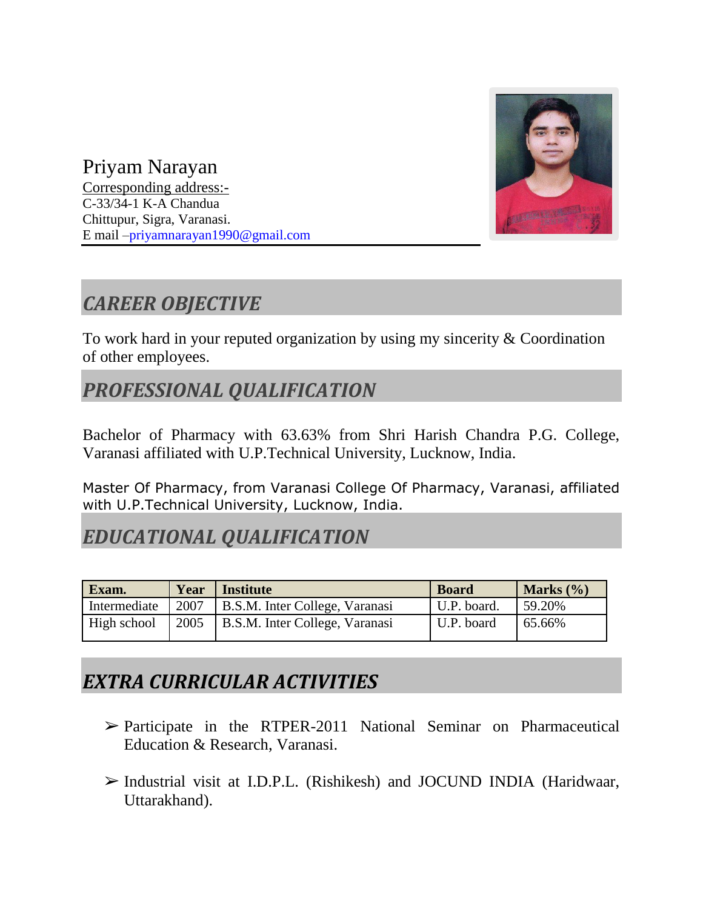Priyam Narayan

Corresponding address:-

C-33/34-1 K-A Chandua

Chittupur, Sigra, Varanasi.

E mail –priyamnarayan1990@gmail.com

## *CAREER OBJECTIVE*

To work hard in your reputed organization by using my sincerity & Coordination of other employees.

## *PROFESSIONAL QUALIFICATION*

Bachelor of Pharmacy with 63.63% from Shri Harish Chandra P.G. College, Varanasi affiliated with U.P.Technical University, Lucknow, India.

Master Of Pharmacy, from Varanasi College Of Pharmacy, Varanasi, affiliated with U.P.Technical University, Lucknow, India.

## *EDUCATIONAL QUALIFICATION*

| Exam. | Year | Institute | Board | Marks (%) |
|---|---|---|---|---|
| Intermediate | 2007 | B.S.M. Inter College, Varanasi | U.P. board. | 59.20% |
| High school | 2005 | B.S.M. Inter College, Varanasi | U.P. board | 65.66% |

## *EXTRA CURRICULAR ACTIVITIES*

- Participate in the RTPER-2011 National Seminar on Pharmaceutical Education & Research, Varanasi.
- Industrial visit at I.D.P.L. (Rishikesh) and JOCUND INDIA (Haridwaar, Uttarakhand).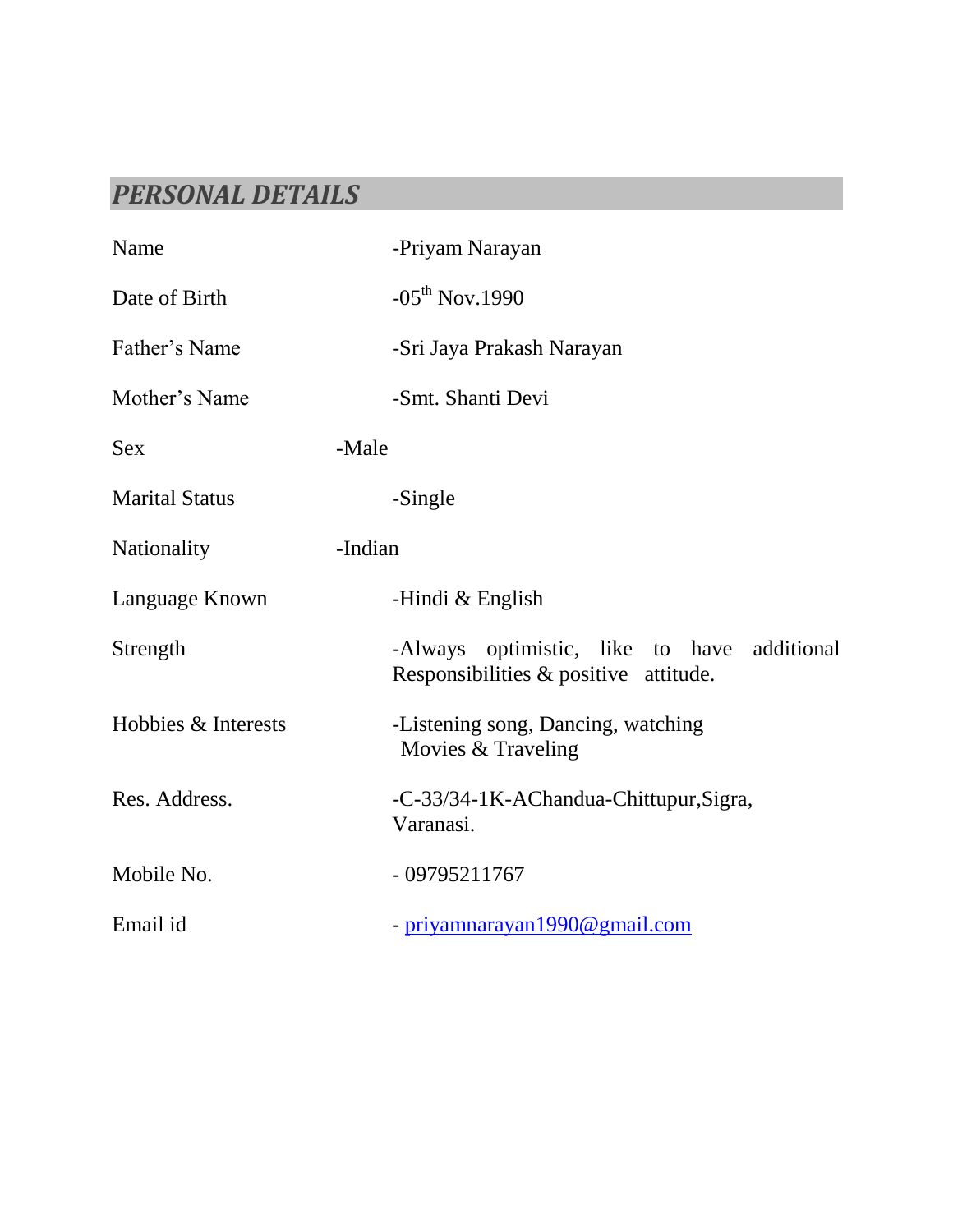## *PERSONAL DETAILS*

| | |
|---|---|
| Name | -Priyam Narayan |
| Date of Birth | -05th Nov.1990 |
| Father's Name | -Sri Jaya Prakash Narayan |
| Mother's Name | -Smt. Shanti Devi |
| Sex | -Male |
| Marital Status | -Single |
| Nationality | -Indian |
| Language Known | -Hindi & English |
| Strength | -Always optimistic, like to have additional Responsibilities & positive attitude. |
| Hobbies & Interests | -Listening song, Dancing, watching Movies & Traveling |
| Res. Address. | -C-33/34-1K-AChandua-Chittupur,Sigra, Varanasi. |
| Mobile No. | - 09795211767 |
| Email id | - priyamnarayan1990@gmail.com |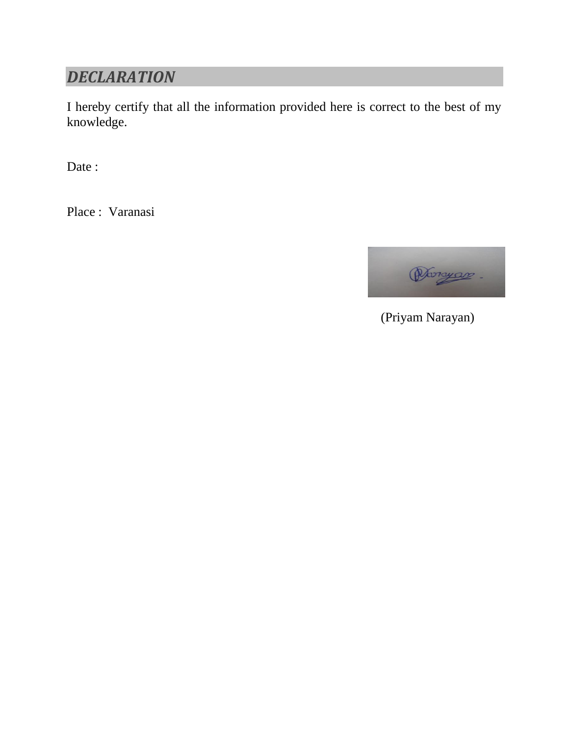## *DECLARATION*

I hereby certify that all the information provided here is correct to the best of my knowledge.

Date :

Place : Varanasi

(Priyam Narayan)